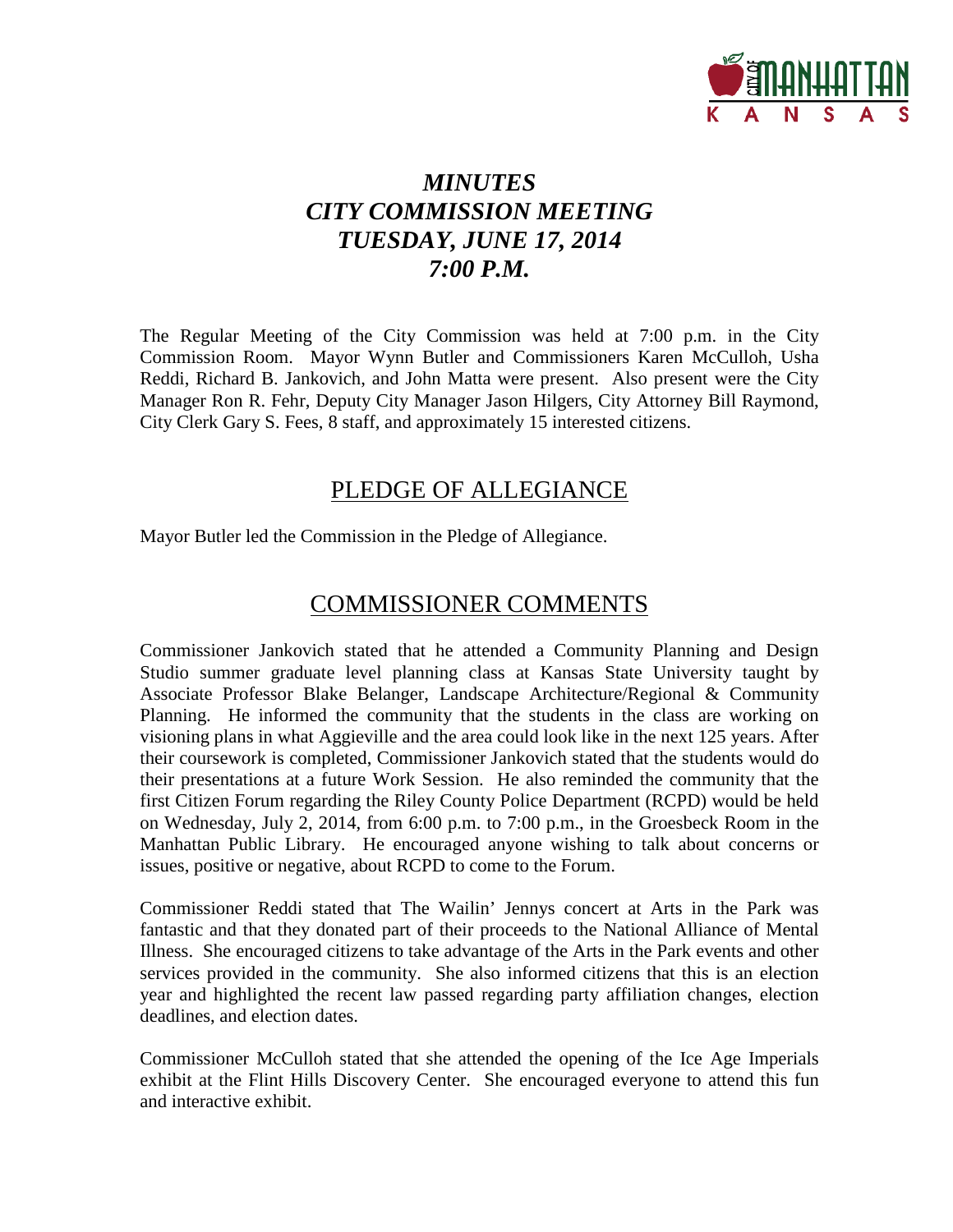# *MINUTES*
# *CITY COMMISSION MEETING*
# *TUESDAY, JUNE 17, 2014*
# *7:00 P.M.*

The Regular Meeting of the City Commission was held at 7:00 p.m. in the City Commission Room. Mayor Wynn Butler and Commissioners Karen McCulloh, Usha Reddi, Richard B. Jankovich, and John Matta were present. Also present were the City Manager Ron R. Fehr, Deputy City Manager Jason Hilgers, City Attorney Bill Raymond, City Clerk Gary S. Fees, 8 staff, and approximately 15 interested citizens.

## PLEDGE OF ALLEGIANCE

Mayor Butler led the Commission in the Pledge of Allegiance.

## COMMISSIONER COMMENTS

Commissioner Jankovich stated that he attended a Community Planning and Design Studio summer graduate level planning class at Kansas State University taught by Associate Professor Blake Belanger, Landscape Architecture/Regional & Community Planning. He informed the community that the students in the class are working on visioning plans in what Aggieville and the area could look like in the next 125 years. After their coursework is completed, Commissioner Jankovich stated that the students would do their presentations at a future Work Session. He also reminded the community that the first Citizen Forum regarding the Riley County Police Department (RCPD) would be held on Wednesday, July 2, 2014, from 6:00 p.m. to 7:00 p.m., in the Groesbeck Room in the Manhattan Public Library. He encouraged anyone wishing to talk about concerns or issues, positive or negative, about RCPD to come to the Forum.

Commissioner Reddi stated that The Wailin' Jennys concert at Arts in the Park was fantastic and that they donated part of their proceeds to the National Alliance of Mental Illness. She encouraged citizens to take advantage of the Arts in the Park events and other services provided in the community. She also informed citizens that this is an election year and highlighted the recent law passed regarding party affiliation changes, election deadlines, and election dates.

Commissioner McCulloh stated that she attended the opening of the Ice Age Imperials exhibit at the Flint Hills Discovery Center. She encouraged everyone to attend this fun and interactive exhibit.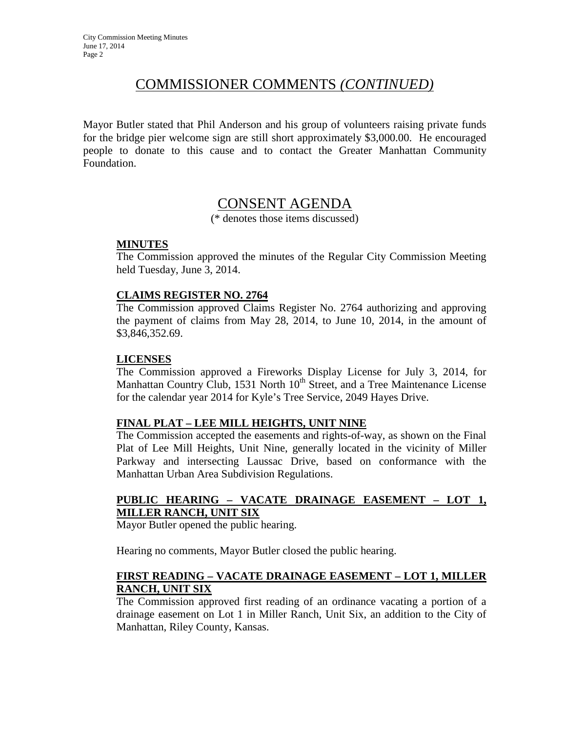## COMMISSIONER COMMENTS *(CONTINUED)*

Mayor Butler stated that Phil Anderson and his group of volunteers raising private funds for the bridge pier welcome sign are still short approximately $3,000.00. He encouraged people to donate to this cause and to contact the Greater Manhattan Community Foundation.

## CONSENT AGENDA

(* denotes those items discussed)

**MINUTES**

The Commission approved the minutes of the Regular City Commission Meeting held Tuesday, June 3, 2014.

**CLAIMS REGISTER NO. 2764**

The Commission approved Claims Register No. 2764 authorizing and approving the payment of claims from May 28, 2014, to June 10, 2014, in the amount of $3,846,352.69.

**LICENSES**

The Commission approved a Fireworks Display License for July 3, 2014, for Manhattan Country Club, 1531 North 10th Street, and a Tree Maintenance License for the calendar year 2014 for Kyle's Tree Service, 2049 Hayes Drive.

**FINAL PLAT – LEE MILL HEIGHTS, UNIT NINE**

The Commission accepted the easements and rights-of-way, as shown on the Final Plat of Lee Mill Heights, Unit Nine, generally located in the vicinity of Miller Parkway and intersecting Laussac Drive, based on conformance with the Manhattan Urban Area Subdivision Regulations.

**PUBLIC HEARING – VACATE DRAINAGE EASEMENT – LOT 1, MILLER RANCH, UNIT SIX**

Mayor Butler opened the public hearing.

Hearing no comments, Mayor Butler closed the public hearing.

**FIRST READING – VACATE DRAINAGE EASEMENT – LOT 1, MILLER RANCH, UNIT SIX**

The Commission approved first reading of an ordinance vacating a portion of a drainage easement on Lot 1 in Miller Ranch, Unit Six, an addition to the City of Manhattan, Riley County, Kansas.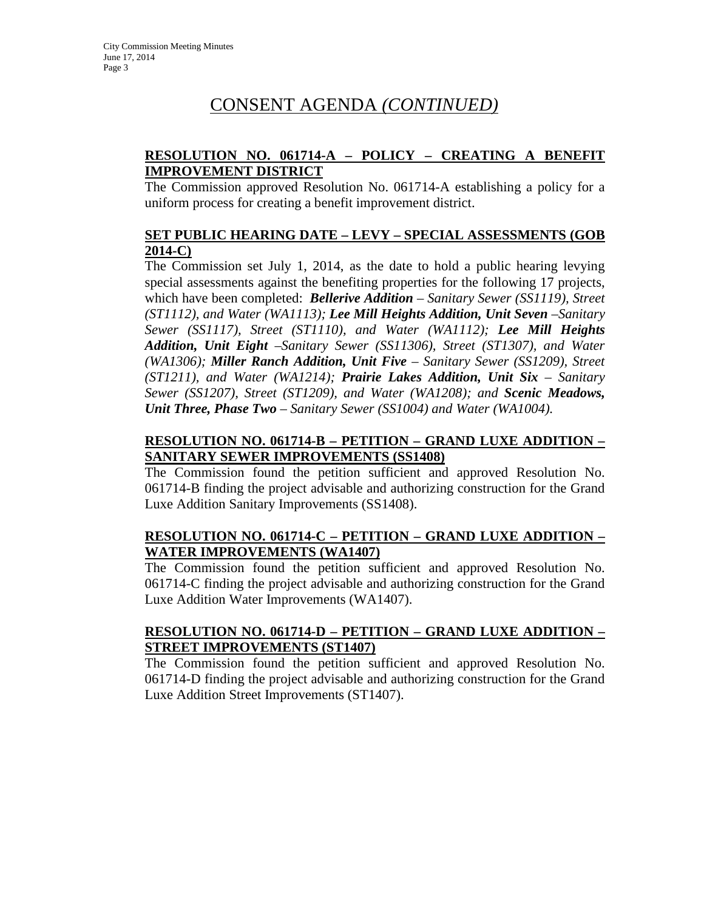# CONSENT AGENDA *(CONTINUED)*

**RESOLUTION NO. 061714-A – POLICY – CREATING A BENEFIT IMPROVEMENT DISTRICT**

The Commission approved Resolution No. 061714-A establishing a policy for a uniform process for creating a benefit improvement district.

**SET PUBLIC HEARING DATE – LEVY – SPECIAL ASSESSMENTS (GOB 2014-C)**

The Commission set July 1, 2014, as the date to hold a public hearing levying special assessments against the benefiting properties for the following 17 projects, which have been completed: ***Bellerive Addition*** *– Sanitary Sewer (SS1119), Street (ST1112), and Water (WA1113);* ***Lee Mill Heights Addition, Unit Seven*** *–Sanitary Sewer (SS1117), Street (ST1110), and Water (WA1112);* ***Lee Mill Heights Addition, Unit Eight*** *–Sanitary Sewer (SS11306), Street (ST1307), and Water (WA1306);* ***Miller Ranch Addition, Unit Five*** *– Sanitary Sewer (SS1209), Street (ST1211), and Water (WA1214);* ***Prairie Lakes Addition, Unit Six*** *– Sanitary Sewer (SS1207), Street (ST1209), and Water (WA1208); and* ***Scenic Meadows, Unit Three, Phase Two*** *– Sanitary Sewer (SS1004) and Water (WA1004).*

**RESOLUTION NO. 061714-B – PETITION – GRAND LUXE ADDITION – SANITARY SEWER IMPROVEMENTS (SS1408)**

The Commission found the petition sufficient and approved Resolution No. 061714-B finding the project advisable and authorizing construction for the Grand Luxe Addition Sanitary Improvements (SS1408).

**RESOLUTION NO. 061714-C – PETITION – GRAND LUXE ADDITION – WATER IMPROVEMENTS (WA1407)**

The Commission found the petition sufficient and approved Resolution No. 061714-C finding the project advisable and authorizing construction for the Grand Luxe Addition Water Improvements (WA1407).

**RESOLUTION NO. 061714-D – PETITION – GRAND LUXE ADDITION – STREET IMPROVEMENTS (ST1407)**

The Commission found the petition sufficient and approved Resolution No. 061714-D finding the project advisable and authorizing construction for the Grand Luxe Addition Street Improvements (ST1407).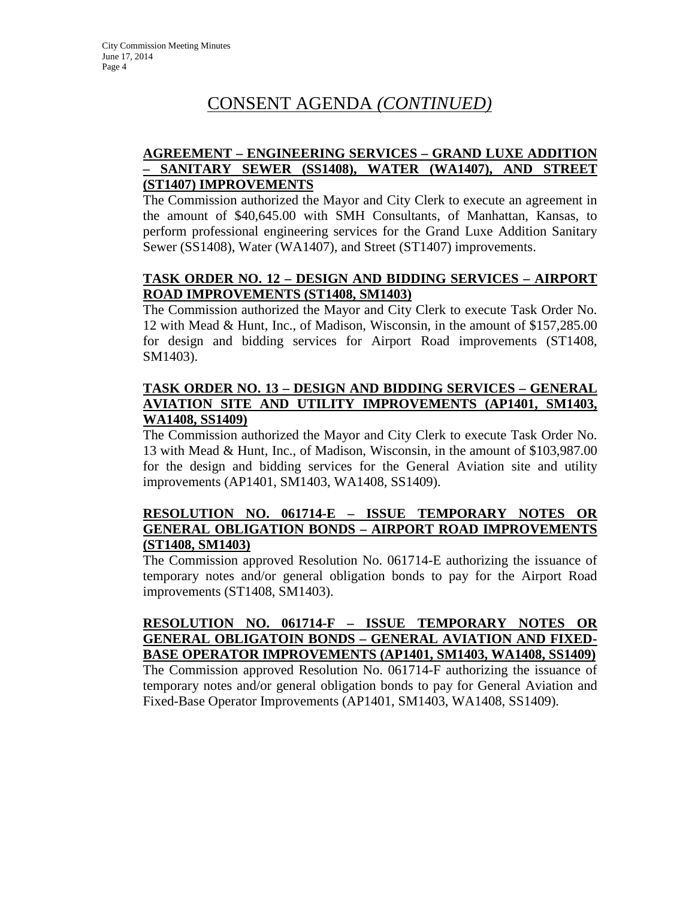# CONSENT AGENDA *(CONTINUED)*

**AGREEMENT – ENGINEERING SERVICES – GRAND LUXE ADDITION – SANITARY SEWER (SS1408), WATER (WA1407), AND STREET (ST1407) IMPROVEMENTS**

The Commission authorized the Mayor and City Clerk to execute an agreement in the amount of $40,645.00 with SMH Consultants, of Manhattan, Kansas, to perform professional engineering services for the Grand Luxe Addition Sanitary Sewer (SS1408), Water (WA1407), and Street (ST1407) improvements.

**TASK ORDER NO. 12 – DESIGN AND BIDDING SERVICES – AIRPORT ROAD IMPROVEMENTS (ST1408, SM1403)**

The Commission authorized the Mayor and City Clerk to execute Task Order No. 12 with Mead & Hunt, Inc., of Madison, Wisconsin, in the amount of $157,285.00 for design and bidding services for Airport Road improvements (ST1408, SM1403).

**TASK ORDER NO. 13 – DESIGN AND BIDDING SERVICES – GENERAL AVIATION SITE AND UTILITY IMPROVEMENTS (AP1401, SM1403, WA1408, SS1409)**

The Commission authorized the Mayor and City Clerk to execute Task Order No. 13 with Mead & Hunt, Inc., of Madison, Wisconsin, in the amount of $103,987.00 for the design and bidding services for the General Aviation site and utility improvements (AP1401, SM1403, WA1408, SS1409).

**RESOLUTION NO. 061714-E – ISSUE TEMPORARY NOTES OR GENERAL OBLIGATION BONDS – AIRPORT ROAD IMPROVEMENTS (ST1408, SM1403)**

The Commission approved Resolution No. 061714-E authorizing the issuance of temporary notes and/or general obligation bonds to pay for the Airport Road improvements (ST1408, SM1403).

**RESOLUTION NO. 061714-F – ISSUE TEMPORARY NOTES OR GENERAL OBLIGATOIN BONDS – GENERAL AVIATION AND FIXED-BASE OPERATOR IMPROVEMENTS (AP1401, SM1403, WA1408, SS1409)**

The Commission approved Resolution No. 061714-F authorizing the issuance of temporary notes and/or general obligation bonds to pay for General Aviation and Fixed-Base Operator Improvements (AP1401, SM1403, WA1408, SS1409).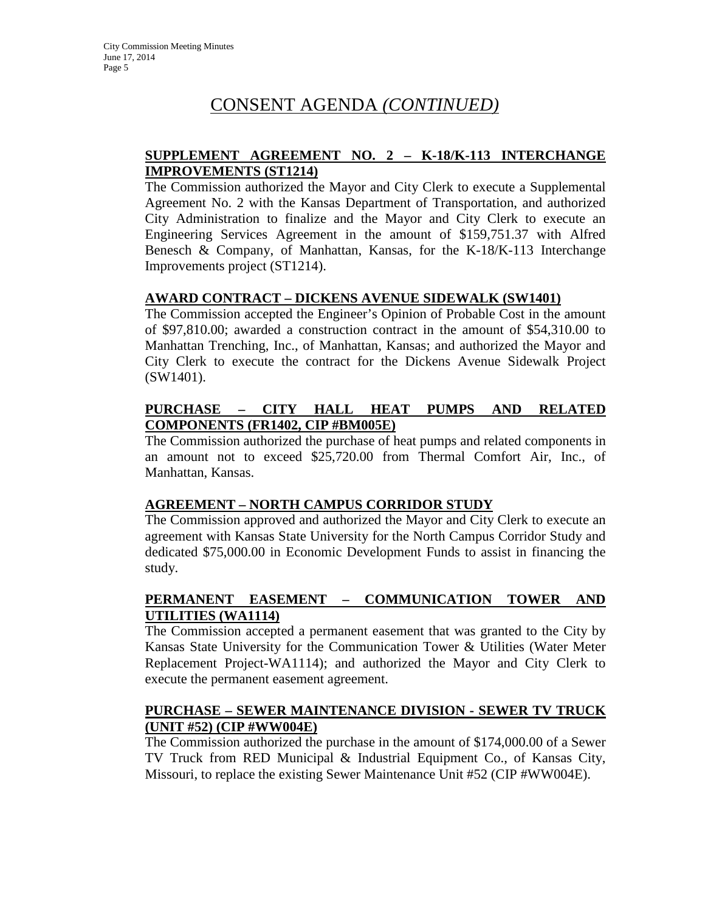# CONSENT AGENDA *(CONTINUED)*

**SUPPLEMENT AGREEMENT NO. 2 – K-18/K-113 INTERCHANGE IMPROVEMENTS (ST1214)**

The Commission authorized the Mayor and City Clerk to execute a Supplemental Agreement No. 2 with the Kansas Department of Transportation, and authorized City Administration to finalize and the Mayor and City Clerk to execute an Engineering Services Agreement in the amount of $159,751.37 with Alfred Benesch & Company, of Manhattan, Kansas, for the K-18/K-113 Interchange Improvements project (ST1214).

**AWARD CONTRACT – DICKENS AVENUE SIDEWALK (SW1401)**

The Commission accepted the Engineer's Opinion of Probable Cost in the amount of $97,810.00; awarded a construction contract in the amount of $54,310.00 to Manhattan Trenching, Inc., of Manhattan, Kansas; and authorized the Mayor and City Clerk to execute the contract for the Dickens Avenue Sidewalk Project (SW1401).

**PURCHASE – CITY HALL HEAT PUMPS AND RELATED COMPONENTS (FR1402, CIP #BM005E)**

The Commission authorized the purchase of heat pumps and related components in an amount not to exceed $25,720.00 from Thermal Comfort Air, Inc., of Manhattan, Kansas.

**AGREEMENT – NORTH CAMPUS CORRIDOR STUDY**

The Commission approved and authorized the Mayor and City Clerk to execute an agreement with Kansas State University for the North Campus Corridor Study and dedicated $75,000.00 in Economic Development Funds to assist in financing the study.

**PERMANENT EASEMENT – COMMUNICATION TOWER AND UTILITIES (WA1114)**

The Commission accepted a permanent easement that was granted to the City by Kansas State University for the Communication Tower & Utilities (Water Meter Replacement Project-WA1114); and authorized the Mayor and City Clerk to execute the permanent easement agreement.

**PURCHASE – SEWER MAINTENANCE DIVISION - SEWER TV TRUCK (UNIT #52) (CIP #WW004E)**

The Commission authorized the purchase in the amount of $174,000.00 of a Sewer TV Truck from RED Municipal & Industrial Equipment Co., of Kansas City, Missouri, to replace the existing Sewer Maintenance Unit #52 (CIP #WW004E).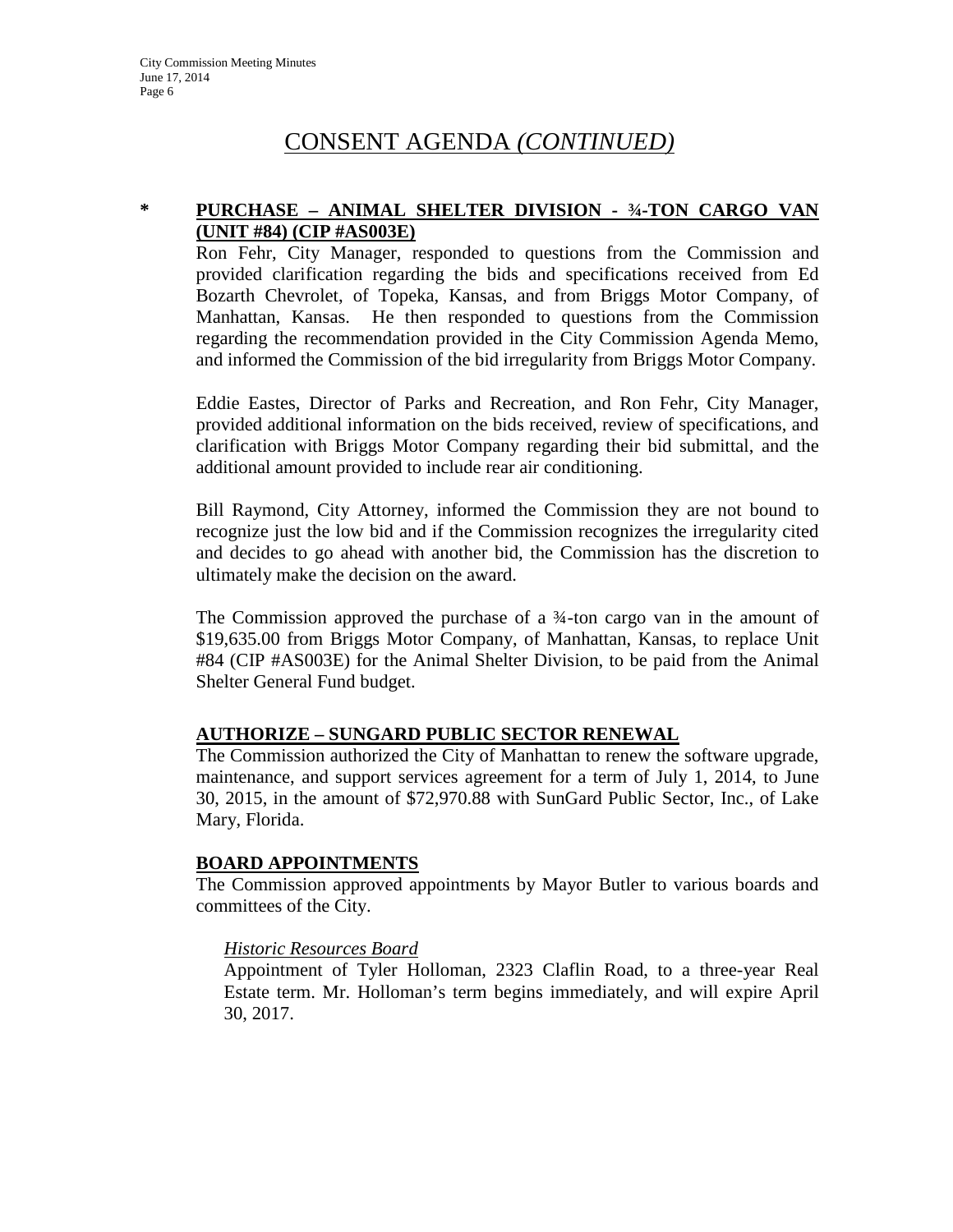# CONSENT AGENDA *(CONTINUED)*

**\* PURCHASE – ANIMAL SHELTER DIVISION - ¾-TON CARGO VAN (UNIT #84) (CIP #AS003E)**

Ron Fehr, City Manager, responded to questions from the Commission and provided clarification regarding the bids and specifications received from Ed Bozarth Chevrolet, of Topeka, Kansas, and from Briggs Motor Company, of Manhattan, Kansas. He then responded to questions from the Commission regarding the recommendation provided in the City Commission Agenda Memo, and informed the Commission of the bid irregularity from Briggs Motor Company.

Eddie Eastes, Director of Parks and Recreation, and Ron Fehr, City Manager, provided additional information on the bids received, review of specifications, and clarification with Briggs Motor Company regarding their bid submittal, and the additional amount provided to include rear air conditioning.

Bill Raymond, City Attorney, informed the Commission they are not bound to recognize just the low bid and if the Commission recognizes the irregularity cited and decides to go ahead with another bid, the Commission has the discretion to ultimately make the decision on the award.

The Commission approved the purchase of a ¾-ton cargo van in the amount of $19,635.00 from Briggs Motor Company, of Manhattan, Kansas, to replace Unit #84 (CIP #AS003E) for the Animal Shelter Division, to be paid from the Animal Shelter General Fund budget.

**AUTHORIZE – SUNGARD PUBLIC SECTOR RENEWAL**

The Commission authorized the City of Manhattan to renew the software upgrade, maintenance, and support services agreement for a term of July 1, 2014, to June 30, 2015, in the amount of $72,970.88 with SunGard Public Sector, Inc., of Lake Mary, Florida.

**BOARD APPOINTMENTS**

The Commission approved appointments by Mayor Butler to various boards and committees of the City.

*Historic Resources Board*

Appointment of Tyler Holloman, 2323 Claflin Road, to a three-year Real Estate term. Mr. Holloman's term begins immediately, and will expire April 30, 2017.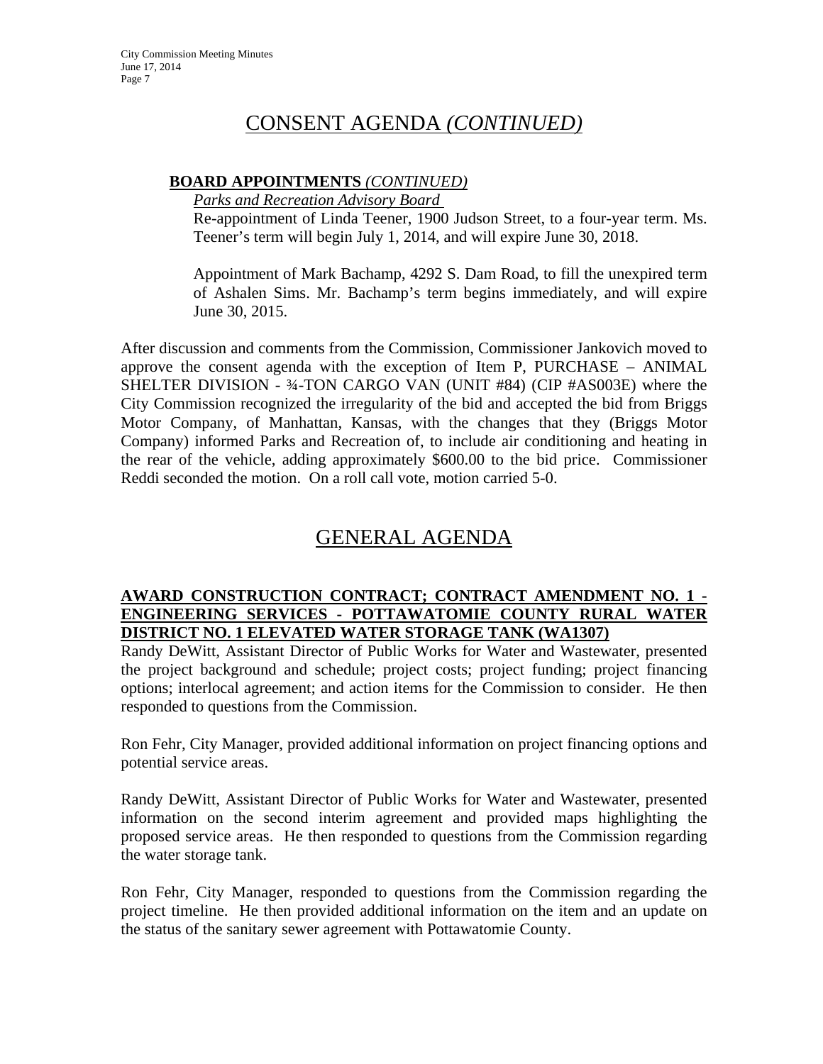# CONSENT AGENDA *(CONTINUED)*

**BOARD APPOINTMENTS** *(CONTINUED)*

*Parks and Recreation Advisory Board*

Re-appointment of Linda Teener, 1900 Judson Street, to a four-year term. Ms. Teener's term will begin July 1, 2014, and will expire June 30, 2018.

Appointment of Mark Bachamp, 4292 S. Dam Road, to fill the unexpired term of Ashalen Sims. Mr. Bachamp's term begins immediately, and will expire June 30, 2015.

After discussion and comments from the Commission, Commissioner Jankovich moved to approve the consent agenda with the exception of Item P, PURCHASE – ANIMAL SHELTER DIVISION - ¾-TON CARGO VAN (UNIT #84) (CIP #AS003E) where the City Commission recognized the irregularity of the bid and accepted the bid from Briggs Motor Company, of Manhattan, Kansas, with the changes that they (Briggs Motor Company) informed Parks and Recreation of, to include air conditioning and heating in the rear of the vehicle, adding approximately $600.00 to the bid price. Commissioner Reddi seconded the motion. On a roll call vote, motion carried 5-0.

# GENERAL AGENDA

**AWARD CONSTRUCTION CONTRACT; CONTRACT AMENDMENT NO. 1 - ENGINEERING SERVICES - POTTAWATOMIE COUNTY RURAL WATER DISTRICT NO. 1 ELEVATED WATER STORAGE TANK (WA1307)**

Randy DeWitt, Assistant Director of Public Works for Water and Wastewater, presented the project background and schedule; project costs; project funding; project financing options; interlocal agreement; and action items for the Commission to consider. He then responded to questions from the Commission.

Ron Fehr, City Manager, provided additional information on project financing options and potential service areas.

Randy DeWitt, Assistant Director of Public Works for Water and Wastewater, presented information on the second interim agreement and provided maps highlighting the proposed service areas. He then responded to questions from the Commission regarding the water storage tank.

Ron Fehr, City Manager, responded to questions from the Commission regarding the project timeline. He then provided additional information on the item and an update on the status of the sanitary sewer agreement with Pottawatomie County.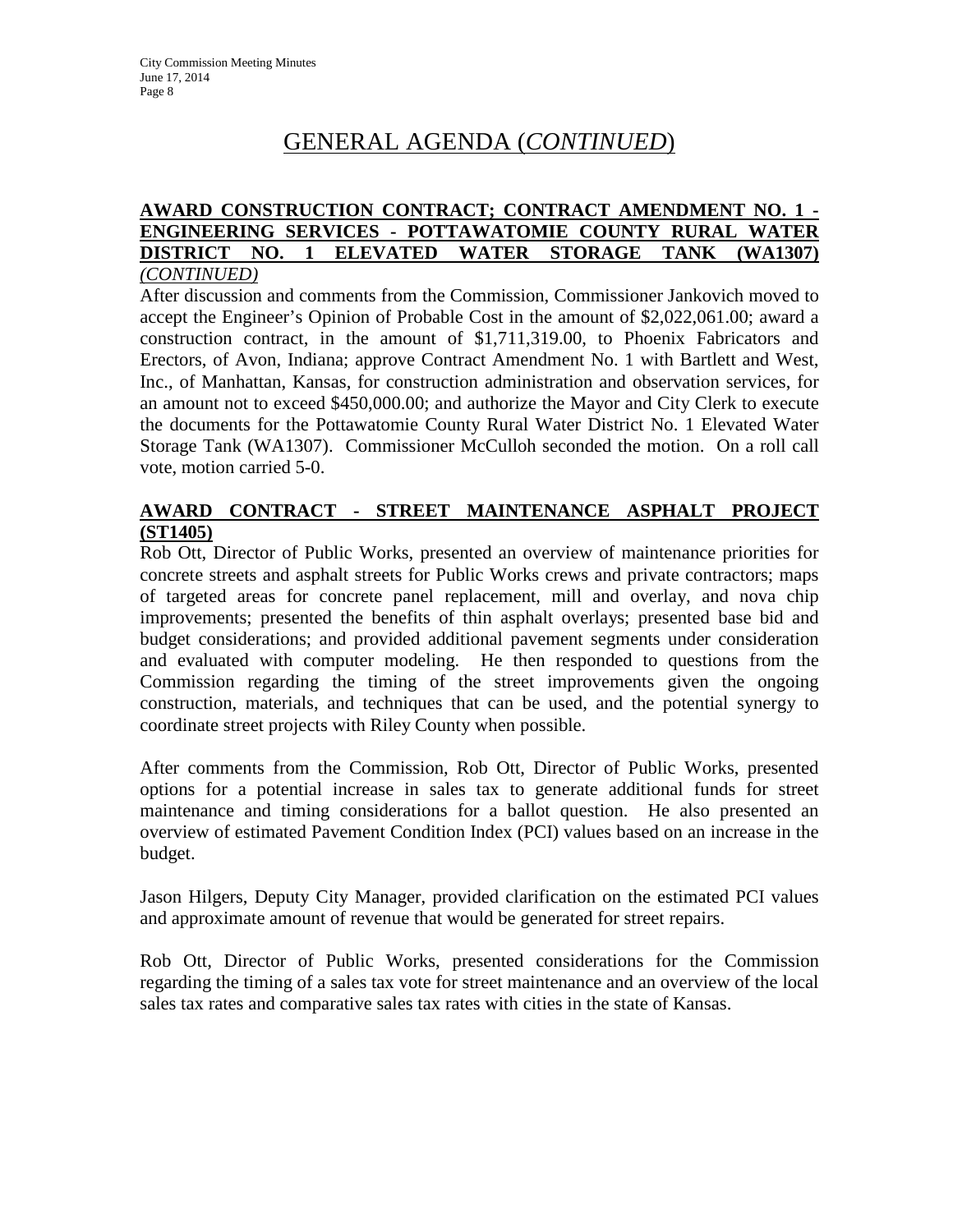# GENERAL AGENDA (*CONTINUED*)

**AWARD CONSTRUCTION CONTRACT; CONTRACT AMENDMENT NO. 1 - ENGINEERING SERVICES - POTTAWATOMIE COUNTY RURAL WATER DISTRICT NO. 1 ELEVATED WATER STORAGE TANK (WA1307)** *(CONTINUED)*

After discussion and comments from the Commission, Commissioner Jankovich moved to accept the Engineer's Opinion of Probable Cost in the amount of $2,022,061.00; award a construction contract, in the amount of $1,711,319.00, to Phoenix Fabricators and Erectors, of Avon, Indiana; approve Contract Amendment No. 1 with Bartlett and West, Inc., of Manhattan, Kansas, for construction administration and observation services, for an amount not to exceed $450,000.00; and authorize the Mayor and City Clerk to execute the documents for the Pottawatomie County Rural Water District No. 1 Elevated Water Storage Tank (WA1307). Commissioner McCulloh seconded the motion. On a roll call vote, motion carried 5-0.

**AWARD CONTRACT - STREET MAINTENANCE ASPHALT PROJECT (ST1405)**

Rob Ott, Director of Public Works, presented an overview of maintenance priorities for concrete streets and asphalt streets for Public Works crews and private contractors; maps of targeted areas for concrete panel replacement, mill and overlay, and nova chip improvements; presented the benefits of thin asphalt overlays; presented base bid and budget considerations; and provided additional pavement segments under consideration and evaluated with computer modeling. He then responded to questions from the Commission regarding the timing of the street improvements given the ongoing construction, materials, and techniques that can be used, and the potential synergy to coordinate street projects with Riley County when possible.

After comments from the Commission, Rob Ott, Director of Public Works, presented options for a potential increase in sales tax to generate additional funds for street maintenance and timing considerations for a ballot question. He also presented an overview of estimated Pavement Condition Index (PCI) values based on an increase in the budget.

Jason Hilgers, Deputy City Manager, provided clarification on the estimated PCI values and approximate amount of revenue that would be generated for street repairs.

Rob Ott, Director of Public Works, presented considerations for the Commission regarding the timing of a sales tax vote for street maintenance and an overview of the local sales tax rates and comparative sales tax rates with cities in the state of Kansas.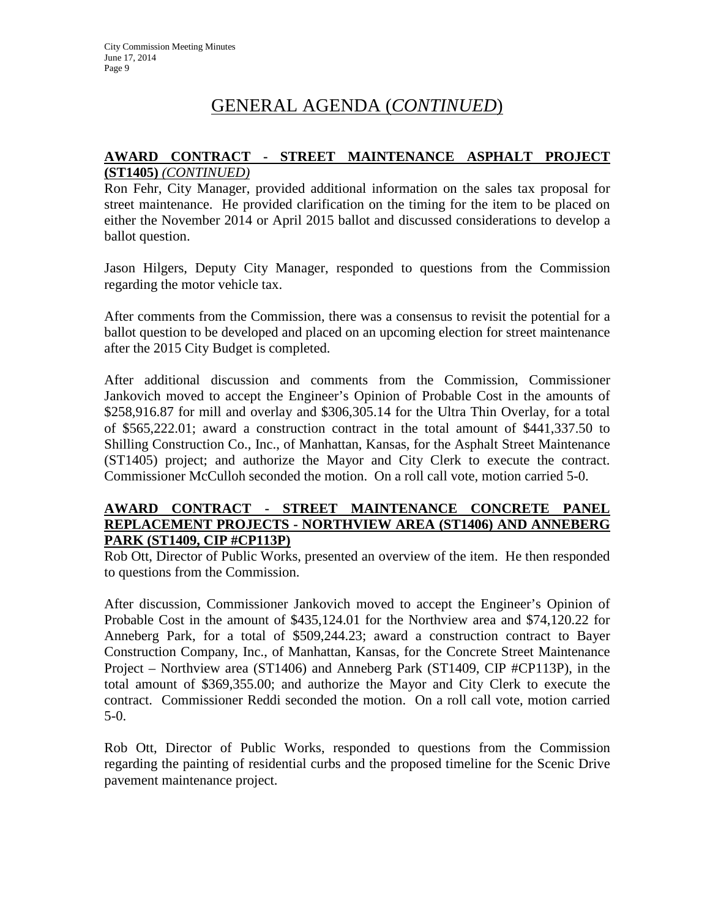# GENERAL AGENDA (*CONTINUED*)

**AWARD CONTRACT - STREET MAINTENANCE ASPHALT PROJECT (ST1405)** *(CONTINUED)*

Ron Fehr, City Manager, provided additional information on the sales tax proposal for street maintenance. He provided clarification on the timing for the item to be placed on either the November 2014 or April 2015 ballot and discussed considerations to develop a ballot question.

Jason Hilgers, Deputy City Manager, responded to questions from the Commission regarding the motor vehicle tax.

After comments from the Commission, there was a consensus to revisit the potential for a ballot question to be developed and placed on an upcoming election for street maintenance after the 2015 City Budget is completed.

After additional discussion and comments from the Commission, Commissioner Jankovich moved to accept the Engineer's Opinion of Probable Cost in the amounts of $258,916.87 for mill and overlay and $306,305.14 for the Ultra Thin Overlay, for a total of $565,222.01; award a construction contract in the total amount of $441,337.50 to Shilling Construction Co., Inc., of Manhattan, Kansas, for the Asphalt Street Maintenance (ST1405) project; and authorize the Mayor and City Clerk to execute the contract. Commissioner McCulloh seconded the motion. On a roll call vote, motion carried 5-0.

**AWARD CONTRACT - STREET MAINTENANCE CONCRETE PANEL REPLACEMENT PROJECTS - NORTHVIEW AREA (ST1406) AND ANNEBERG PARK (ST1409, CIP #CP113P)**

Rob Ott, Director of Public Works, presented an overview of the item. He then responded to questions from the Commission.

After discussion, Commissioner Jankovich moved to accept the Engineer's Opinion of Probable Cost in the amount of $435,124.01 for the Northview area and $74,120.22 for Anneberg Park, for a total of $509,244.23; award a construction contract to Bayer Construction Company, Inc., of Manhattan, Kansas, for the Concrete Street Maintenance Project – Northview area (ST1406) and Anneberg Park (ST1409, CIP #CP113P), in the total amount of $369,355.00; and authorize the Mayor and City Clerk to execute the contract. Commissioner Reddi seconded the motion. On a roll call vote, motion carried 5-0.

Rob Ott, Director of Public Works, responded to questions from the Commission regarding the painting of residential curbs and the proposed timeline for the Scenic Drive pavement maintenance project.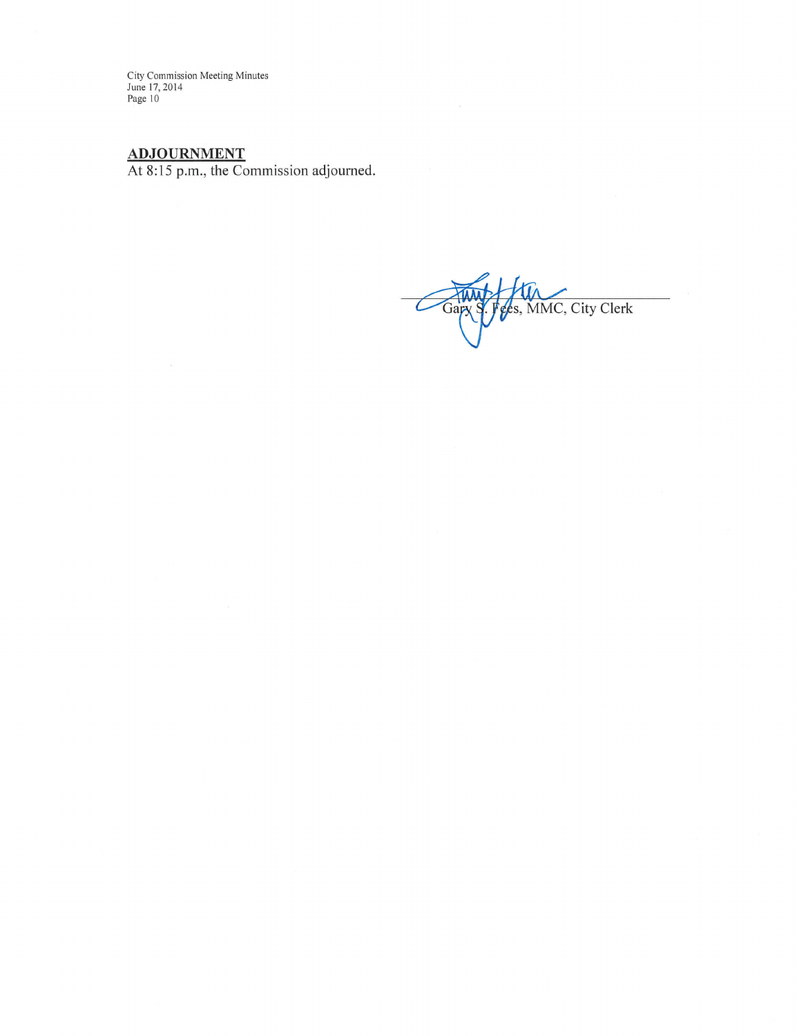**ADJOURNMENT**

At 8:15 p.m., the Commission adjourned.

Gary S. Fees, MMC, City Clerk